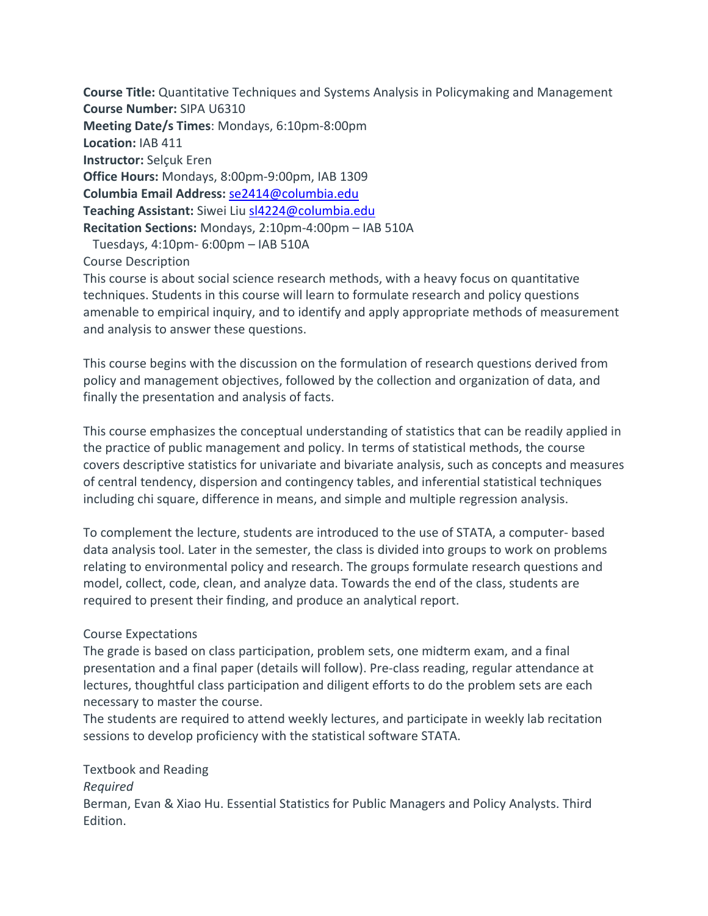**Course Title:** Quantitative Techniques and Systems Analysis in Policymaking and Management
**Course Number:** SIPA U6310
**Meeting Date/s Times**: Mondays, 6:10pm-8:00pm
**Location:** IAB 411
**Instructor:** Selçuk Eren
**Office Hours:** Mondays, 8:00pm-9:00pm, IAB 1309
**Columbia Email Address:** se2414@columbia.edu
**Teaching Assistant:** Siwei Liu sl4224@columbia.edu
**Recitation Sections:** Mondays, 2:10pm-4:00pm – IAB 510A
Tuesdays, 4:10pm- 6:00pm – IAB 510A

## Course Description

This course is about social science research methods, with a heavy focus on quantitative techniques. Students in this course will learn to formulate research and policy questions amenable to empirical inquiry, and to identify and apply appropriate methods of measurement and analysis to answer these questions.

This course begins with the discussion on the formulation of research questions derived from policy and management objectives, followed by the collection and organization of data, and finally the presentation and analysis of facts.

This course emphasizes the conceptual understanding of statistics that can be readily applied in the practice of public management and policy. In terms of statistical methods, the course covers descriptive statistics for univariate and bivariate analysis, such as concepts and measures of central tendency, dispersion and contingency tables, and inferential statistical techniques including chi square, difference in means, and simple and multiple regression analysis.

To complement the lecture, students are introduced to the use of STATA, a computer- based data analysis tool. Later in the semester, the class is divided into groups to work on problems relating to environmental policy and research. The groups formulate research questions and model, collect, code, clean, and analyze data. Towards the end of the class, students are required to present their finding, and produce an analytical report.

## Course Expectations

The grade is based on class participation, problem sets, one midterm exam, and a final presentation and a final paper (details will follow). Pre-class reading, regular attendance at lectures, thoughtful class participation and diligent efforts to do the problem sets are each necessary to master the course.
The students are required to attend weekly lectures, and participate in weekly lab recitation sessions to develop proficiency with the statistical software STATA.

## Textbook and Reading

*Required*
Berman, Evan & Xiao Hu. Essential Statistics for Public Managers and Policy Analysts. Third Edition.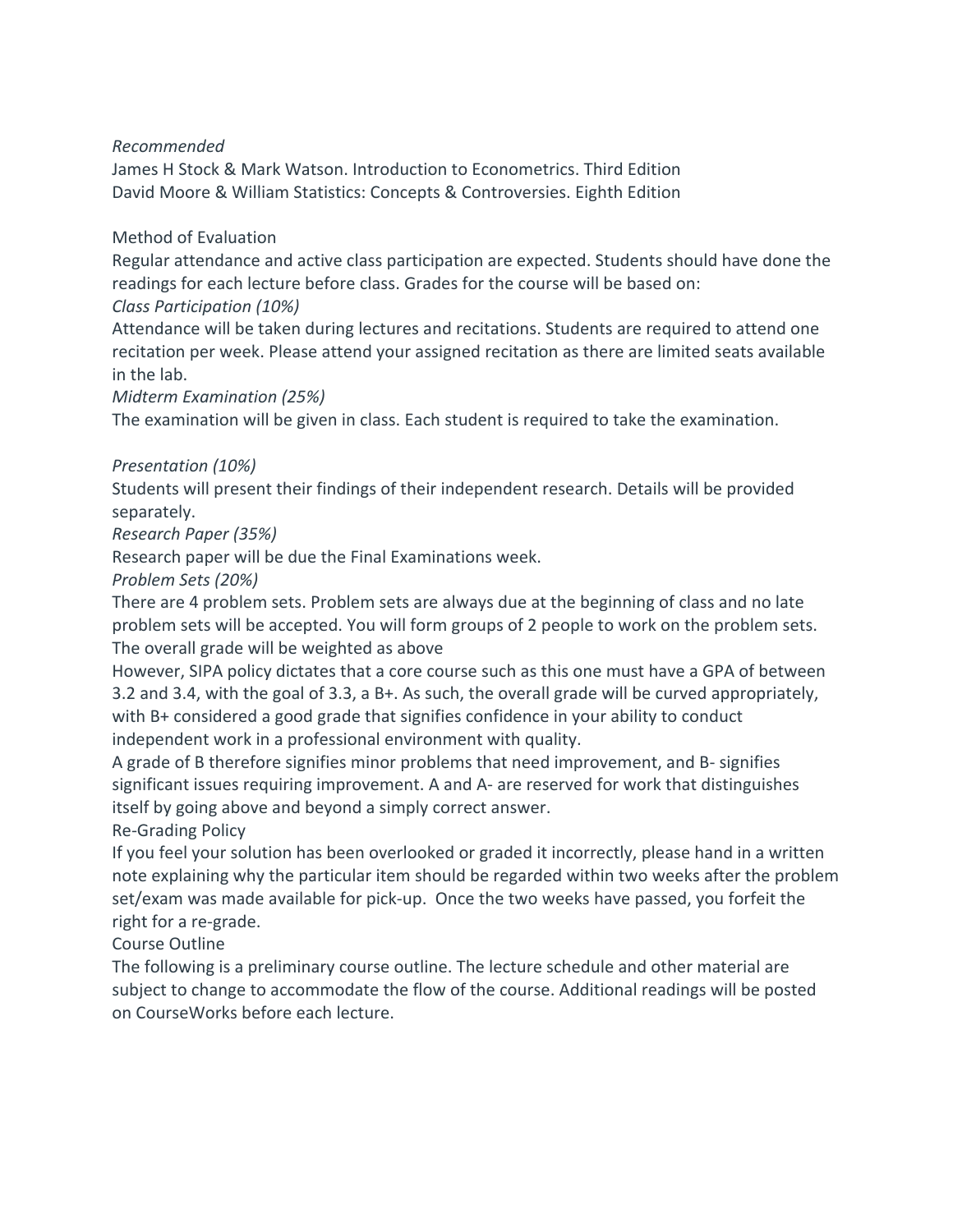*Recommended*

James H Stock & Mark Watson. Introduction to Econometrics. Third Edition

David Moore & William Statistics: Concepts & Controversies. Eighth Edition

## Method of Evaluation

Regular attendance and active class participation are expected. Students should have done the readings for each lecture before class. Grades for the course will be based on:

*Class Participation (10%)*

Attendance will be taken during lectures and recitations. Students are required to attend one recitation per week. Please attend your assigned recitation as there are limited seats available in the lab.

*Midterm Examination (25%)*

The examination will be given in class. Each student is required to take the examination.

*Presentation (10%)*

Students will present their findings of their independent research. Details will be provided separately.

*Research Paper (35%)*

Research paper will be due the Final Examinations week.

*Problem Sets (20%)*

There are 4 problem sets. Problem sets are always due at the beginning of class and no late problem sets will be accepted. You will form groups of 2 people to work on the problem sets.

The overall grade will be weighted as above

However, SIPA policy dictates that a core course such as this one must have a GPA of between 3.2 and 3.4, with the goal of 3.3, a B+. As such, the overall grade will be curved appropriately, with B+ considered a good grade that signifies confidence in your ability to conduct independent work in a professional environment with quality.

A grade of B therefore signifies minor problems that need improvement, and B- signifies significant issues requiring improvement. A and A- are reserved for work that distinguishes itself by going above and beyond a simply correct answer.

## Re-Grading Policy

If you feel your solution has been overlooked or graded it incorrectly, please hand in a written note explaining why the particular item should be regarded within two weeks after the problem set/exam was made available for pick-up. Once the two weeks have passed, you forfeit the right for a re-grade.

## Course Outline

The following is a preliminary course outline. The lecture schedule and other material are subject to change to accommodate the flow of the course. Additional readings will be posted on CourseWorks before each lecture.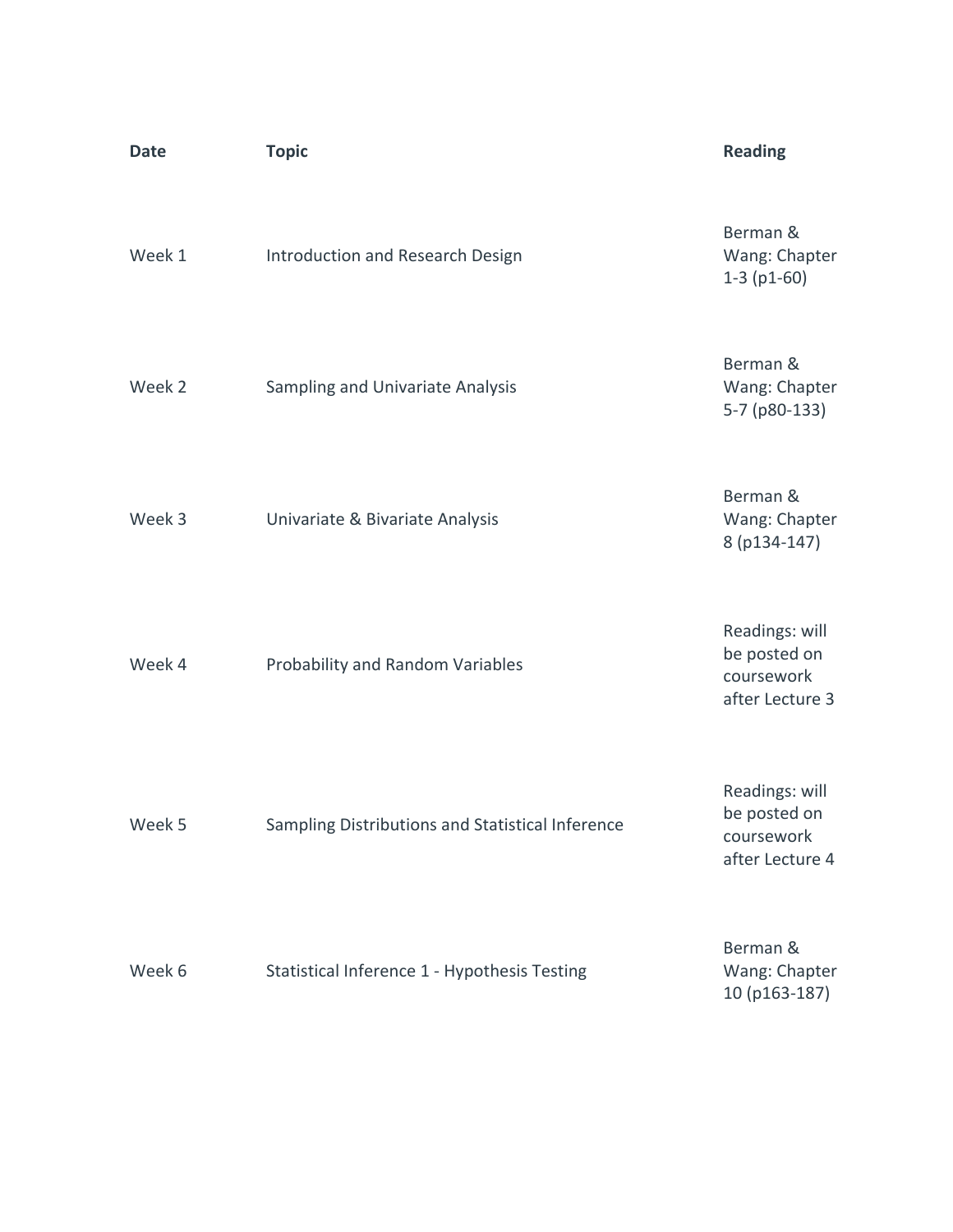| Date | Topic | Reading |
|---|---|---|
| Week 1 | Introduction and Research Design | Berman & Wang: Chapter 1-3 (p1-60) |
| Week 2 | Sampling and Univariate Analysis | Berman & Wang: Chapter 5-7 (p80-133) |
| Week 3 | Univariate & Bivariate Analysis | Berman & Wang: Chapter 8 (p134-147) |
| Week 4 | Probability and Random Variables | Readings: will be posted on coursework after Lecture 3 |
| Week 5 | Sampling Distributions and Statistical Inference | Readings: will be posted on coursework after Lecture 4 |
| Week 6 | Statistical Inference 1 - Hypothesis Testing | Berman & Wang: Chapter 10 (p163-187) |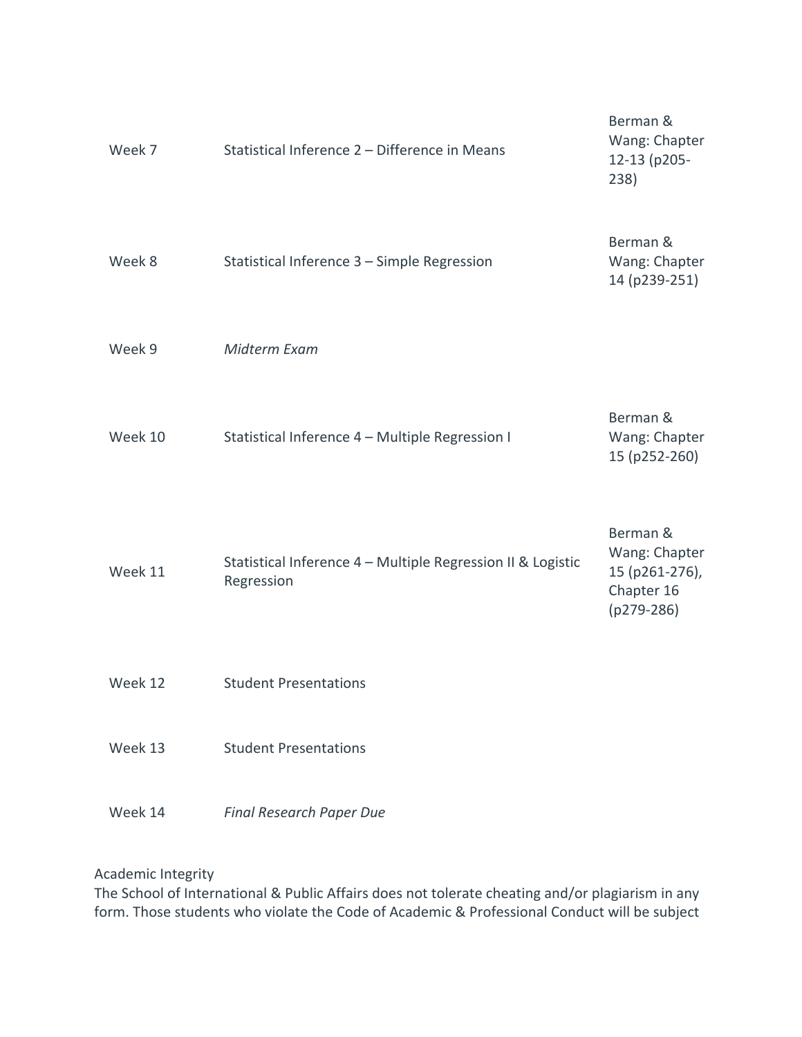| Week | Topic | Reading |
|---|---|---|
| Week 7 | Statistical Inference 2 – Difference in Means | Berman & Wang: Chapter 12-13 (p205-238) |
| Week 8 | Statistical Inference 3 – Simple Regression | Berman & Wang: Chapter 14 (p239-251) |
| Week 9 | *Midterm Exam* | |
| Week 10 | Statistical Inference 4 – Multiple Regression I | Berman & Wang: Chapter 15 (p252-260) |
| Week 11 | Statistical Inference 4 – Multiple Regression II & Logistic Regression | Berman & Wang: Chapter 15 (p261-276), Chapter 16 (p279-286) |
| Week 12 | Student Presentations | |
| Week 13 | Student Presentations | |
| Week 14 | *Final Research Paper Due* | |

Academic Integrity

The School of International & Public Affairs does not tolerate cheating and/or plagiarism in any form. Those students who violate the Code of Academic & Professional Conduct will be subject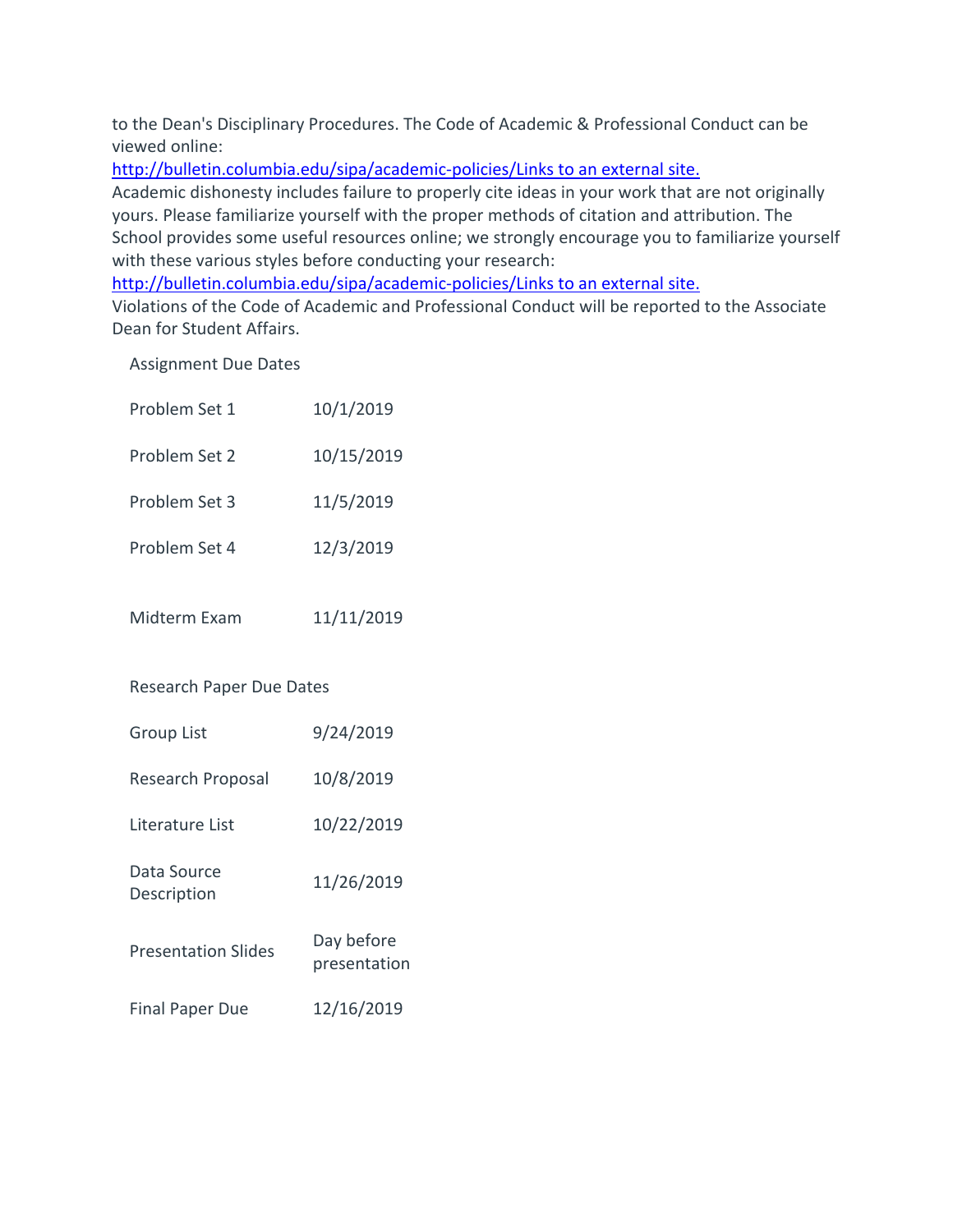to the Dean's Disciplinary Procedures. The Code of Academic & Professional Conduct can be viewed online:
[http://bulletin.columbia.edu/sipa/academic-policies/Links to an external site.](http://bulletin.columbia.edu/sipa/academic-policies/)
Academic dishonesty includes failure to properly cite ideas in your work that are not originally yours. Please familiarize yourself with the proper methods of citation and attribution. The School provides some useful resources online; we strongly encourage you to familiarize yourself with these various styles before conducting your research:
[http://bulletin.columbia.edu/sipa/academic-policies/Links to an external site.](http://bulletin.columbia.edu/sipa/academic-policies/)
Violations of the Code of Academic and Professional Conduct will be reported to the Associate Dean for Student Affairs.

| | |
|---|---|
| Assignment Due Dates | |
| Problem Set 1 | 10/1/2019 |
| Problem Set 2 | 10/15/2019 |
| Problem Set 3 | 11/5/2019 |
| Problem Set 4 | 12/3/2019 |
| Midterm Exam | 11/11/2019 |
| Research Paper Due Dates | |
| Group List | 9/24/2019 |
| Research Proposal | 10/8/2019 |
| Literature List | 10/22/2019 |
| Data Source Description | 11/26/2019 |
| Presentation Slides | Day before presentation |
| Final Paper Due | 12/16/2019 |